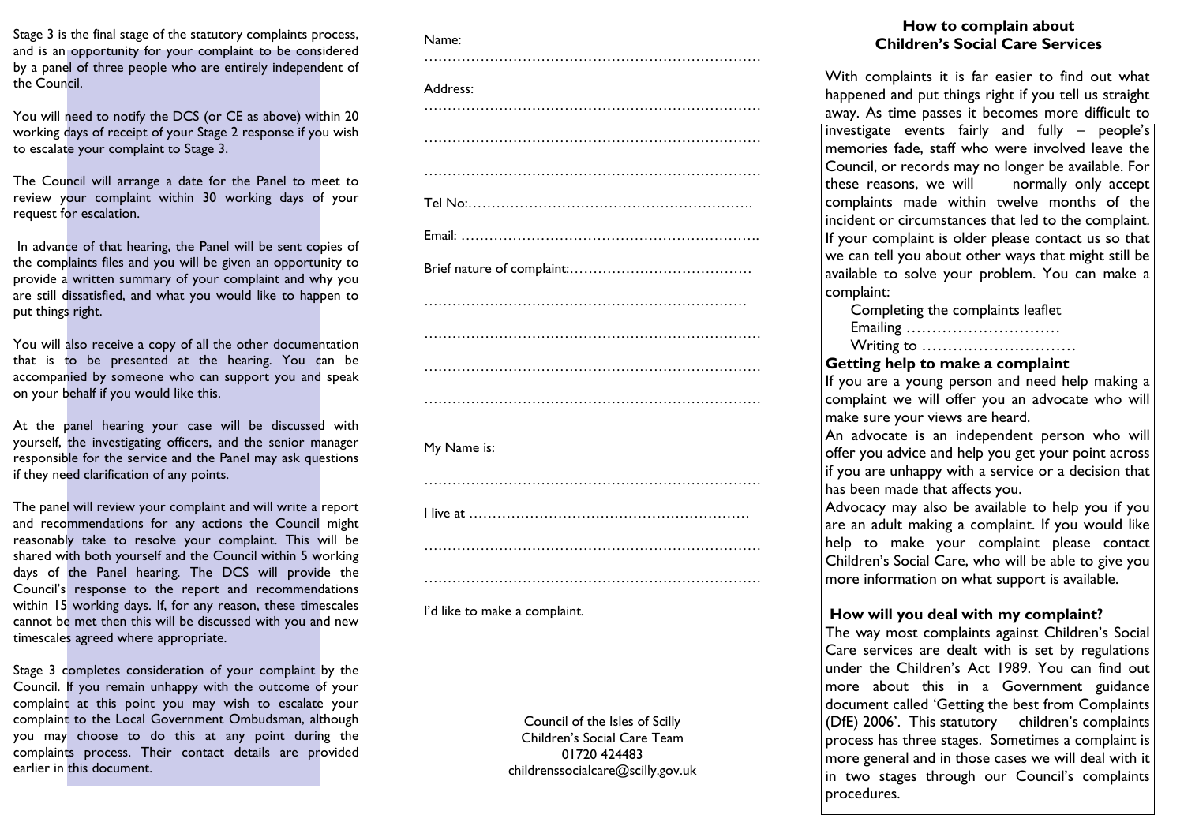Stage 3 is the final stage of the statutory complaints process, and is an opportunity for your complaint to be considered by a panel of three people who are entirely independent of the Council.

You will need to notify the DCS (or CE as above) within 20 working days of receipt of your Stage 2 response if you wish to escalate your complaint to Stage 3.

The Council will arrange a date for the Panel to meet to review your complaint within 30 working days of your request for escalation.

In advance of that hearing, the Panel will be sent copies of the complaints files and you will be given an opportunity to provide a written summary of your complaint and why you are still dissatisfied, and what you would like to happen to put things right.

You will also receive a copy of all the other documentation that is to be presented at the hearing. You can be accompanied by someone who can support you and speak on your behalf if you would like this.

At the panel hearing your case will be discussed with yourself, the investigating officers, and the senior manager responsible for the service and the Panel may ask questions if they need clarification of any points.

The panel will review your complaint and will write a report and recommendations for any actions the Council might reasonably take to resolve your complaint. This will be shared with both yourself and the Council within 5 working days of the Panel hearing. The DCS will provide the Council's response to the report and recommendations within 15 working days. If, for any reason, these timescales cannot be met then this will be discussed with you and new timescales agreed where appropriate.

Stage 3 completes consideration of your complaint by the Council. If you remain unhappy with the outcome of your complaint at this point you may wish to escalate your complaint to the Local Government Ombudsman, although you may choose to do this at any point during the complaints process. Their contact details are provided earlier in this document.

Name:
……………………………………………………………………

Address:
……………………………………………………………………

……………………………………………………………………

……………………………………………………………………

Tel No:……………………………………………………….

Email: ………………………………………………………….

Brief nature of complaint:…………………………………

…………………………………………………………………

……………………………………………………………………

……………………………………………………………………

……………………………………………………………………

My Name is:

……………………………………………………………………

I live at ……………………………………………………

……………………………………………………………………

……………………………………………………………………

I'd like to make a complaint.

Council of the Isles of Scilly
Children's Social Care Team
01720 424483
childrenssocialcare@scilly.gov.uk

## How to complain about Children's Social Care Services

With complaints it is far easier to find out what happened and put things right if you tell us straight away. As time passes it becomes more difficult to investigate events fairly and fully – people's memories fade, staff who were involved leave the Council, or records may no longer be available. For these reasons, we will normally only accept complaints made within twelve months of the incident or circumstances that led to the complaint. If your complaint is older please contact us so that we can tell you about other ways that might still be available to solve your problem. You can make a complaint:

Completing the complaints leaflet
Emailing …………………………
Writing to …………………………

### Getting help to make a complaint

If you are a young person and need help making a complaint we will offer you an advocate who will make sure your views are heard.

An advocate is an independent person who will offer you advice and help you get your point across if you are unhappy with a service or a decision that has been made that affects you.

Advocacy may also be available to help you if you are an adult making a complaint. If you would like help to make your complaint please contact Children's Social Care, who will be able to give you more information on what support is available.

### How will you deal with my complaint?

The way most complaints against Children's Social Care services are dealt with is set by regulations under the Children's Act 1989. You can find out more about this in a Government guidance document called 'Getting the best from Complaints (DfE) 2006'. This statutory children's complaints process has three stages. Sometimes a complaint is more general and in those cases we will deal with it in two stages through our Council's complaints procedures.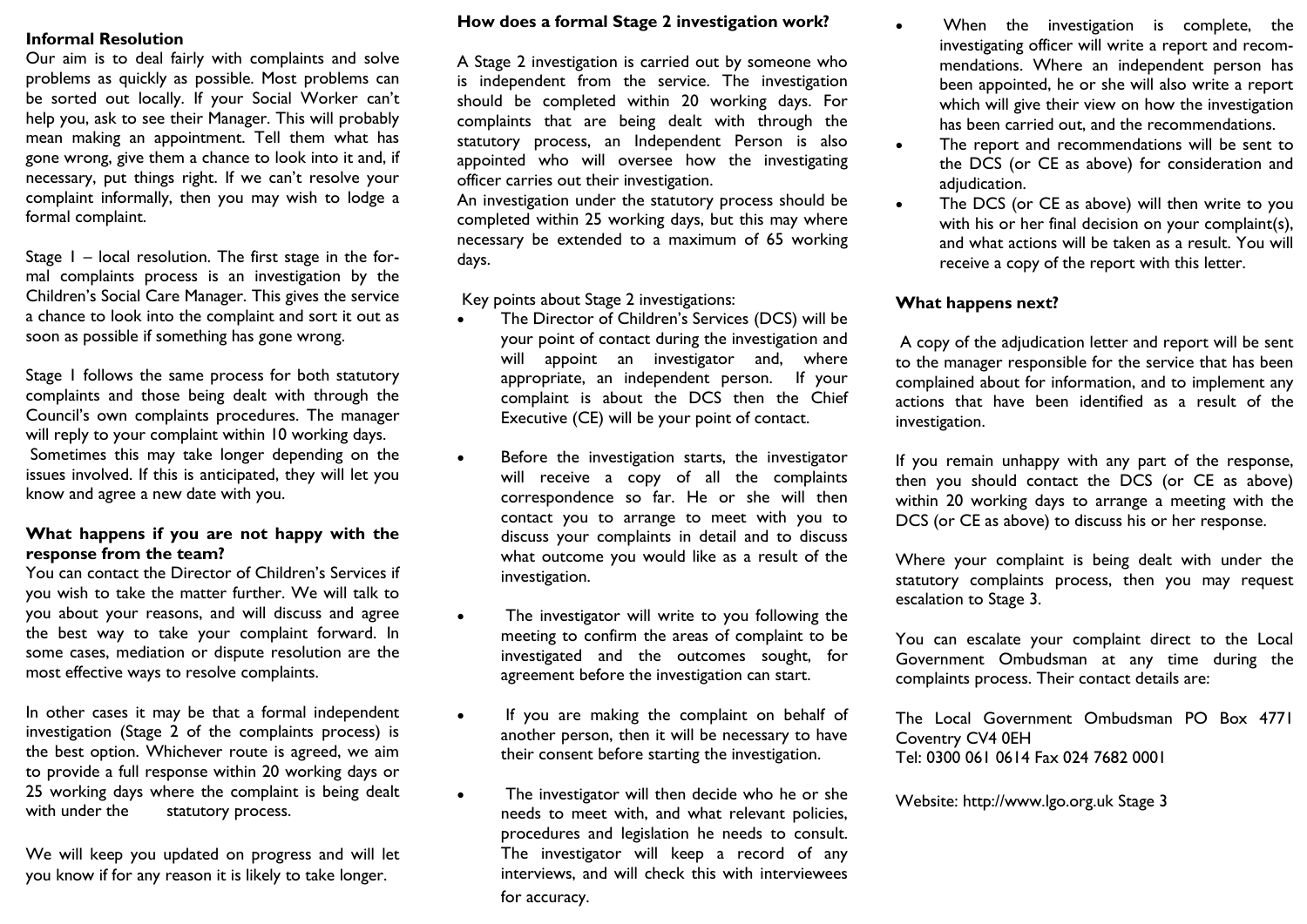## Informal Resolution

Our aim is to deal fairly with complaints and solve problems as quickly as possible. Most problems can be sorted out locally. If your Social Worker can't help you, ask to see their Manager. This will probably mean making an appointment. Tell them what has gone wrong, give them a chance to look into it and, if necessary, put things right. If we can't resolve your complaint informally, then you may wish to lodge a formal complaint.

Stage 1 – local resolution. The first stage in the formal complaints process is an investigation by the Children's Social Care Manager. This gives the service a chance to look into the complaint and sort it out as soon as possible if something has gone wrong.

Stage 1 follows the same process for both statutory complaints and those being dealt with through the Council's own complaints procedures. The manager will reply to your complaint within 10 working days. Sometimes this may take longer depending on the issues involved. If this is anticipated, they will let you know and agree a new date with you.

## What happens if you are not happy with the response from the team?

You can contact the Director of Children's Services if you wish to take the matter further. We will talk to you about your reasons, and will discuss and agree the best way to take your complaint forward. In some cases, mediation or dispute resolution are the most effective ways to resolve complaints.

In other cases it may be that a formal independent investigation (Stage 2 of the complaints process) is the best option. Whichever route is agreed, we aim to provide a full response within 20 working days or 25 working days where the complaint is being dealt with under the statutory process.

We will keep you updated on progress and will let you know if for any reason it is likely to take longer.

## How does a formal Stage 2 investigation work?

A Stage 2 investigation is carried out by someone who is independent from the service. The investigation should be completed within 20 working days. For complaints that are being dealt with through the statutory process, an Independent Person is also appointed who will oversee how the investigating officer carries out their investigation.

An investigation under the statutory process should be completed within 25 working days, but this may where necessary be extended to a maximum of 65 working days.

Key points about Stage 2 investigations:

- The Director of Children's Services (DCS) will be your point of contact during the investigation and will appoint an investigator and, where appropriate, an independent person. If your complaint is about the DCS then the Chief Executive (CE) will be your point of contact.
- Before the investigation starts, the investigator will receive a copy of all the complaints correspondence so far. He or she will then contact you to arrange to meet with you to discuss your complaints in detail and to discuss what outcome you would like as a result of the investigation.
- The investigator will write to you following the meeting to confirm the areas of complaint to be investigated and the outcomes sought, for agreement before the investigation can start.
- If you are making the complaint on behalf of another person, then it will be necessary to have their consent before starting the investigation.
- The investigator will then decide who he or she needs to meet with, and what relevant policies, procedures and legislation he needs to consult. The investigator will keep a record of any interviews, and will check this with interviewees for accuracy.
- When the investigation is complete, the investigating officer will write a report and recommendations. Where an independent person has been appointed, he or she will also write a report which will give their view on how the investigation has been carried out, and the recommendations.
- The report and recommendations will be sent to the DCS (or CE as above) for consideration and adjudication.
- The DCS (or CE as above) will then write to you with his or her final decision on your complaint(s), and what actions will be taken as a result. You will receive a copy of the report with this letter.

## What happens next?

A copy of the adjudication letter and report will be sent to the manager responsible for the service that has been complained about for information, and to implement any actions that have been identified as a result of the investigation.

If you remain unhappy with any part of the response, then you should contact the DCS (or CE as above) within 20 working days to arrange a meeting with the DCS (or CE as above) to discuss his or her response.

Where your complaint is being dealt with under the statutory complaints process, then you may request escalation to Stage 3.

You can escalate your complaint direct to the Local Government Ombudsman at any time during the complaints process. Their contact details are:

The Local Government Ombudsman PO Box 4771 Coventry CV4 0EH
Tel: 0300 061 0614 Fax 024 7682 0001

Website: http://www.lgo.org.uk Stage 3